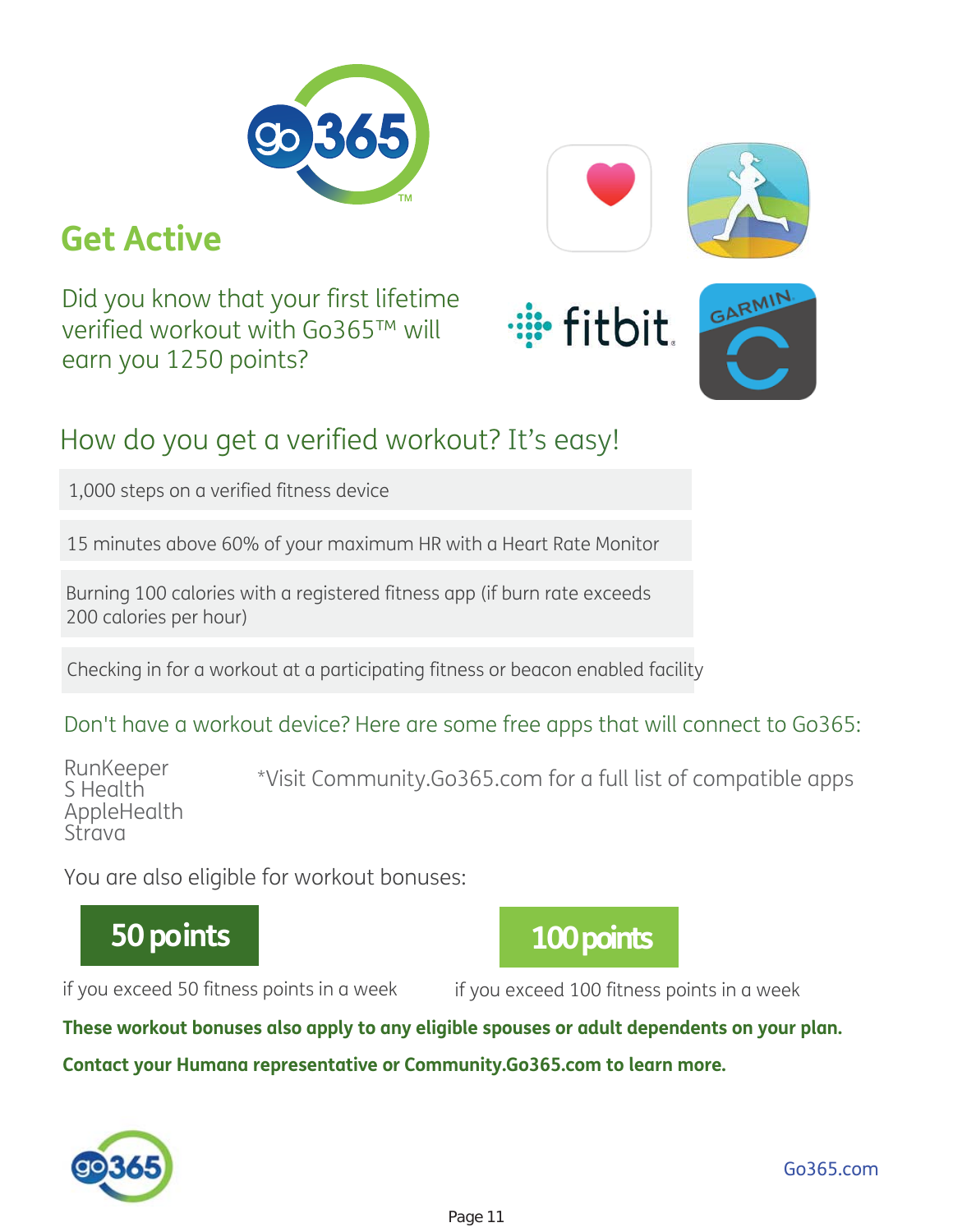## Get Active

Did you know that your first lifetime verified workout with Go365™ will earn you 1250 points?

fitbit

GARMIN

### How do you get a verified workout? It's easy!

- 1,000 steps on a verified fitness device
- 15 minutes above 60% of your maximum HR with a Heart Rate Monitor
- Burning 100 calories with a registered fitness app (if burn rate exceeds 200 calories per hour)
- Checking in for a workout at a participating fitness or beacon enabled facility

Don't have a workout device? Here are some free apps that will connect to Go365:

RunKeeper
S Health
AppleHealth
Strava

*Visit Community.Go365.com for a full list of compatible apps

You are also eligible for workout bonuses:

**50 points**

if you exceed 50 fitness points in a week

**100 points**

if you exceed 100 fitness points in a week

**These workout bonuses also apply to any eligible spouses or adult dependents on your plan.**

**Contact your Humana representative or Community.Go365.com to learn more.**

Go365.com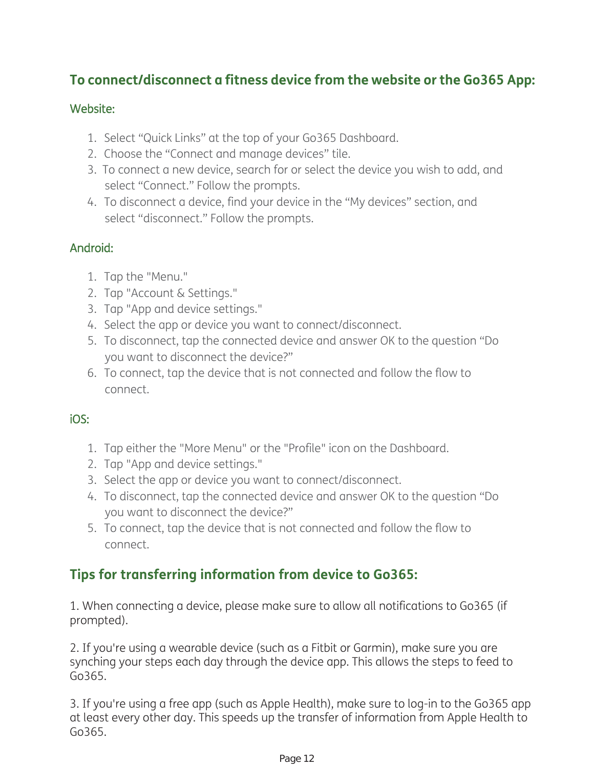## To connect/disconnect a fitness device from the website or the Go365 App:

### Website:

1. Select “Quick Links” at the top of your Go365 Dashboard.
2. Choose the “Connect and manage devices” tile.
3. To connect a new device, search for or select the device you wish to add, and select “Connect.” Follow the prompts.
4. To disconnect a device, find your device in the “My devices” section, and select “disconnect.” Follow the prompts.

### Android:

1. Tap the "Menu."
2. Tap "Account & Settings."
3. Tap "App and device settings."
4. Select the app or device you want to connect/disconnect.
5. To disconnect, tap the connected device and answer OK to the question “Do you want to disconnect the device?”
6. To connect, tap the device that is not connected and follow the flow to connect.

### iOS:

1. Tap either the "More Menu" or the "Profile" icon on the Dashboard.
2. Tap "App and device settings."
3. Select the app or device you want to connect/disconnect.
4. To disconnect, tap the connected device and answer OK to the question “Do you want to disconnect the device?”
5. To connect, tap the device that is not connected and follow the flow to connect.

## Tips for transferring information from device to Go365:

1. When connecting a device, please make sure to allow all notifications to Go365 (if prompted).

2. If you're using a wearable device (such as a Fitbit or Garmin), make sure you are synching your steps each day through the device app. This allows the steps to feed to Go365.

3. If you're using a free app (such as Apple Health), make sure to log-in to the Go365 app at least every other day. This speeds up the transfer of information from Apple Health to Go365.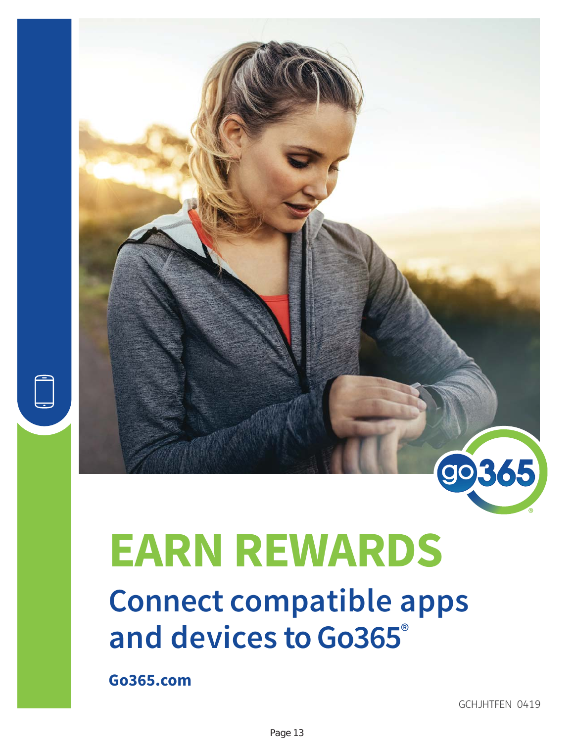# EARN REWARDS

## Connect compatible apps and devices to Go365®

**Go365.com**

GCHJHTFEN 0419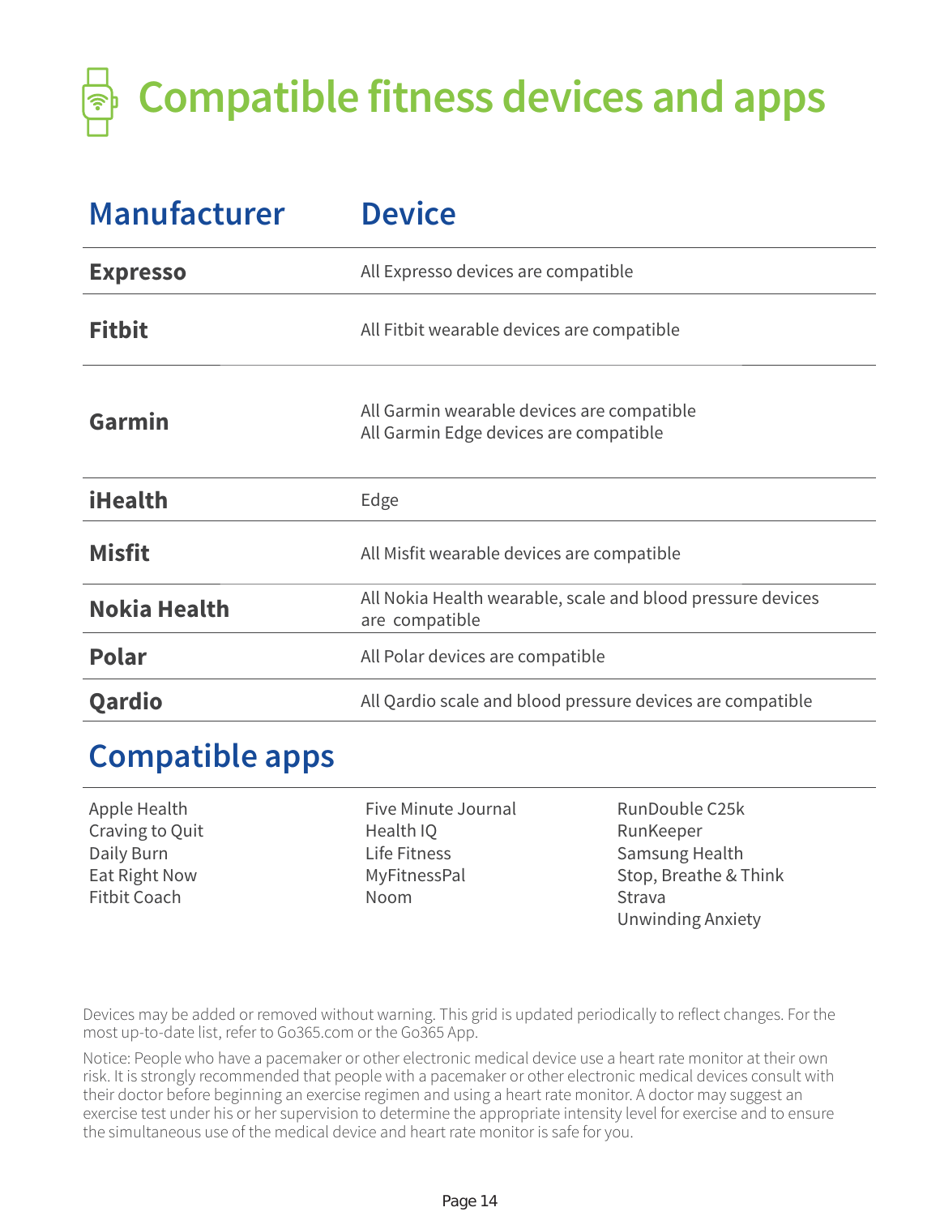# Compatible fitness devices and apps

| Manufacturer | Device |
|---|---|
| **Expresso** | All Expresso devices are compatible |
| **Fitbit** | All Fitbit wearable devices are compatible |
| **Garmin** | All Garmin wearable devices are compatible<br>All Garmin Edge devices are compatible |
| **iHealth** | Edge |
| **Misfit** | All Misfit wearable devices are compatible |
| **Nokia Health** | All Nokia Health wearable, scale and blood pressure devices are compatible |
| **Polar** | All Polar devices are compatible |
| **Qardio** | All Qardio scale and blood pressure devices are compatible |

## Compatible apps

Apple Health
Craving to Quit
Daily Burn
Eat Right Now
Fitbit Coach
Five Minute Journal
Health IQ
Life Fitness
MyFitnessPal
Noom
RunDouble C25k
RunKeeper
Samsung Health
Stop, Breathe & Think
Strava
Unwinding Anxiety

Devices may be added or removed without warning. This grid is updated periodically to reflect changes. For the most up-to-date list, refer to Go365.com or the Go365 App.

Notice: People who have a pacemaker or other electronic medical device use a heart rate monitor at their own risk. It is strongly recommended that people with a pacemaker or other electronic medical devices consult with their doctor before beginning an exercise regimen and using a heart rate monitor. A doctor may suggest an exercise test under his or her supervision to determine the appropriate intensity level for exercise and to ensure the simultaneous use of the medical device and heart rate monitor is safe for you.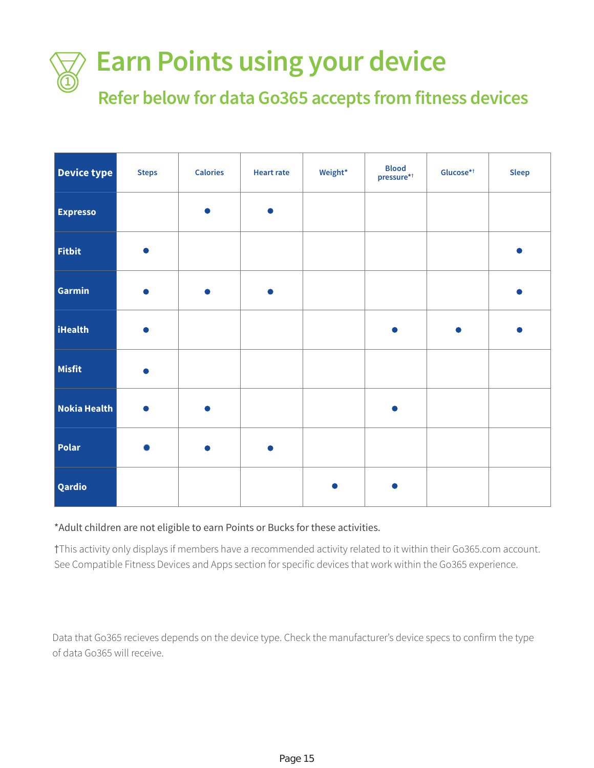# Earn Points using your device

## Refer below for data Go365 accepts from fitness devices

| Device type | Steps | Calories | Heart rate | Weight* | Blood pressure*† | Glucose*† | Sleep |
|---|---|---|---|---|---|---|---|
| Expresso | | ● | ● | | | | |
| Fitbit | ● | | | | | | ● |
| Garmin | ● | ● | ● | | | | ● |
| iHealth | ● | | | | ● | ● | ● |
| Misfit | ● | | | | | | |
| Nokia Health | ● | ● | | | ● | | |
| Polar | ● | ● | ● | | | | |
| Qardio | | | | ● | ● | | |

*Adult children are not eligible to earn Points or Bucks for these activities.

†This activity only displays if members have a recommended activity related to it within their Go365.com account. See Compatible Fitness Devices and Apps section for specific devices that work within the Go365 experience.

Data that Go365 recieves depends on the device type. Check the manufacturer's device specs to confirm the type of data Go365 will receive.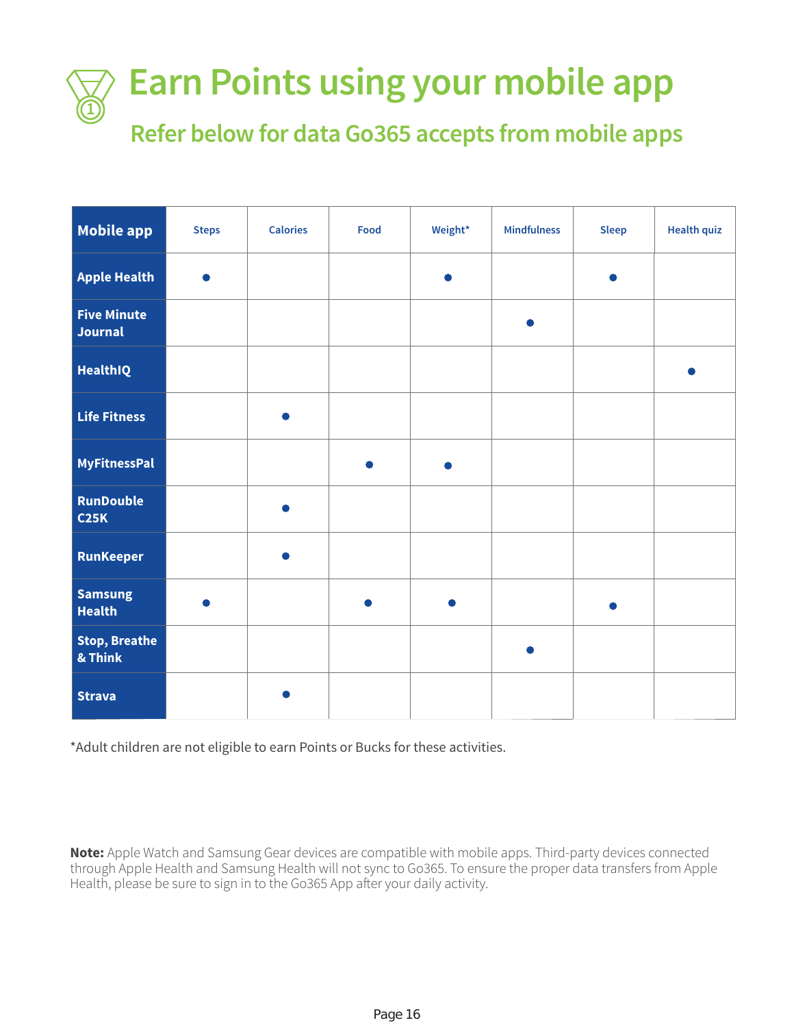# Earn Points using your mobile app

## Refer below for data Go365 accepts from mobile apps

| Mobile app | Steps | Calories | Food | Weight* | Mindfulness | Sleep | Health quiz |
|---|---|---|---|---|---|---|---|
| Apple Health | ● | | | ● | | ● | |
| Five Minute Journal | | | | | ● | | |
| HealthIQ | | | | | | | ● |
| Life Fitness | | ● | | | | | |
| MyFitnessPal | | | ● | ● | | | |
| RunDouble C25K | | ● | | | | | |
| RunKeeper | | ● | | | | | |
| Samsung Health | ● | | ● | ● | | ● | |
| Stop, Breathe & Think | | | | | ● | | |
| Strava | | ● | | | | | |

*Adult children are not eligible to earn Points or Bucks for these activities.

**Note:** Apple Watch and Samsung Gear devices are compatible with mobile apps. Third-party devices connected through Apple Health and Samsung Health will not sync to Go365. To ensure the proper data transfers from Apple Health, please be sure to sign in to the Go365 App after your daily activity.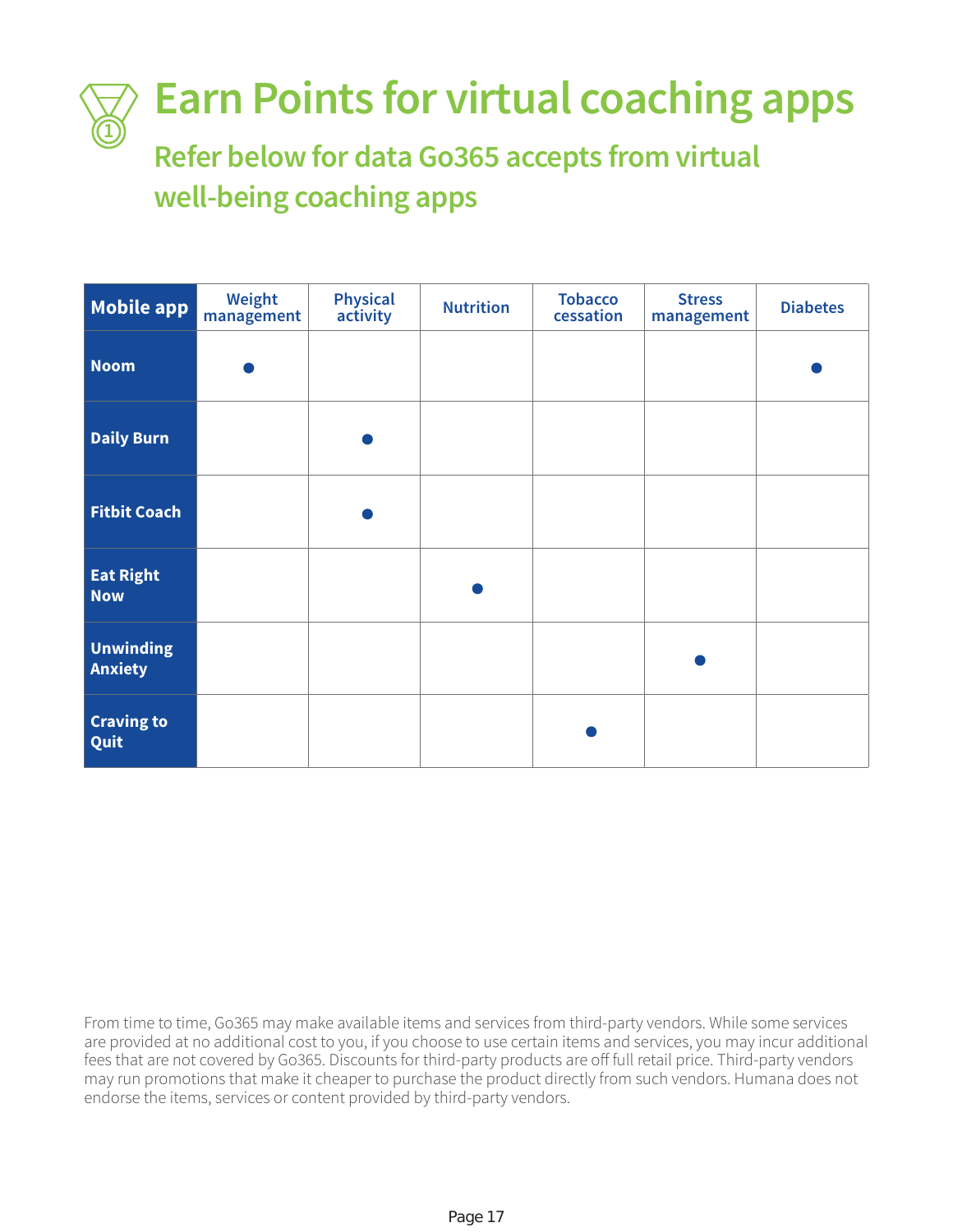# Earn Points for virtual coaching apps

## Refer below for data Go365 accepts from virtual well-being coaching apps

| Mobile app | Weight management | Physical activity | Nutrition | Tobacco cessation | Stress management | Diabetes |
|---|---|---|---|---|---|---|
| **Noom** | ● | | | | | ● |
| **Daily Burn** | | ● | | | | |
| **Fitbit Coach** | | ● | | | | |
| **Eat Right Now** | | | ● | | | |
| **Unwinding Anxiety** | | | | | ● | |
| **Craving to Quit** | | | | ● | | |

From time to time, Go365 may make available items and services from third-party vendors. While some services are provided at no additional cost to you, if you choose to use certain items and services, you may incur additional fees that are not covered by Go365. Discounts for third-party products are off full retail price. Third-party vendors may run promotions that make it cheaper to purchase the product directly from such vendors. Humana does not endorse the items, services or content provided by third-party vendors.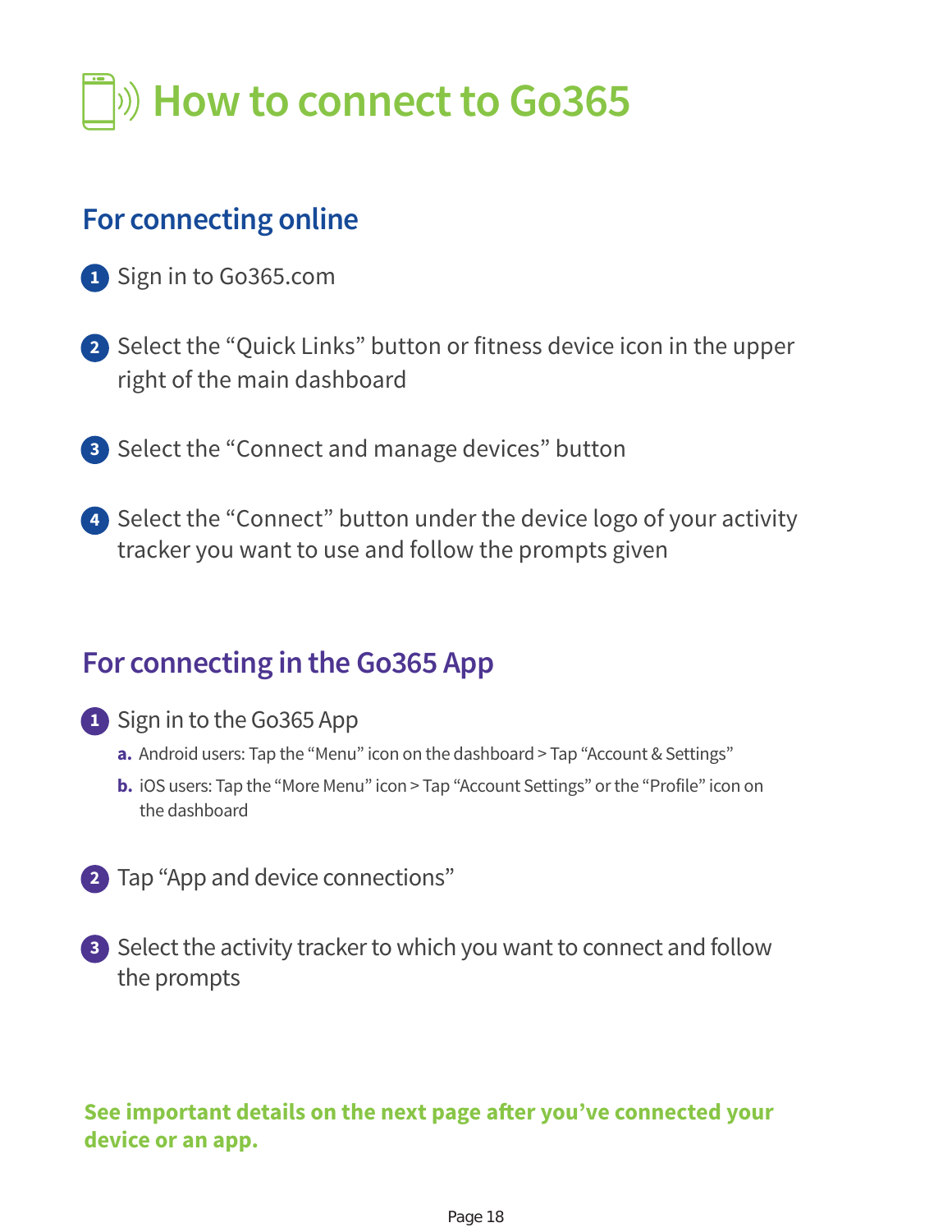# How to connect to Go365

## For connecting online

1. Sign in to Go365.com
2. Select the "Quick Links" button or fitness device icon in the upper right of the main dashboard
3. Select the "Connect and manage devices" button
4. Select the "Connect" button under the device logo of your activity tracker you want to use and follow the prompts given

## For connecting in the Go365 App

1. Sign in to the Go365 App
   - a. Android users: Tap the "Menu" icon on the dashboard > Tap "Account & Settings"
   - b. iOS users: Tap the "More Menu" icon > Tap "Account Settings" or the "Profile" icon on the dashboard
2. Tap "App and device connections"
3. Select the activity tracker to which you want to connect and follow the prompts

**See important details on the next page after you've connected your device or an app.**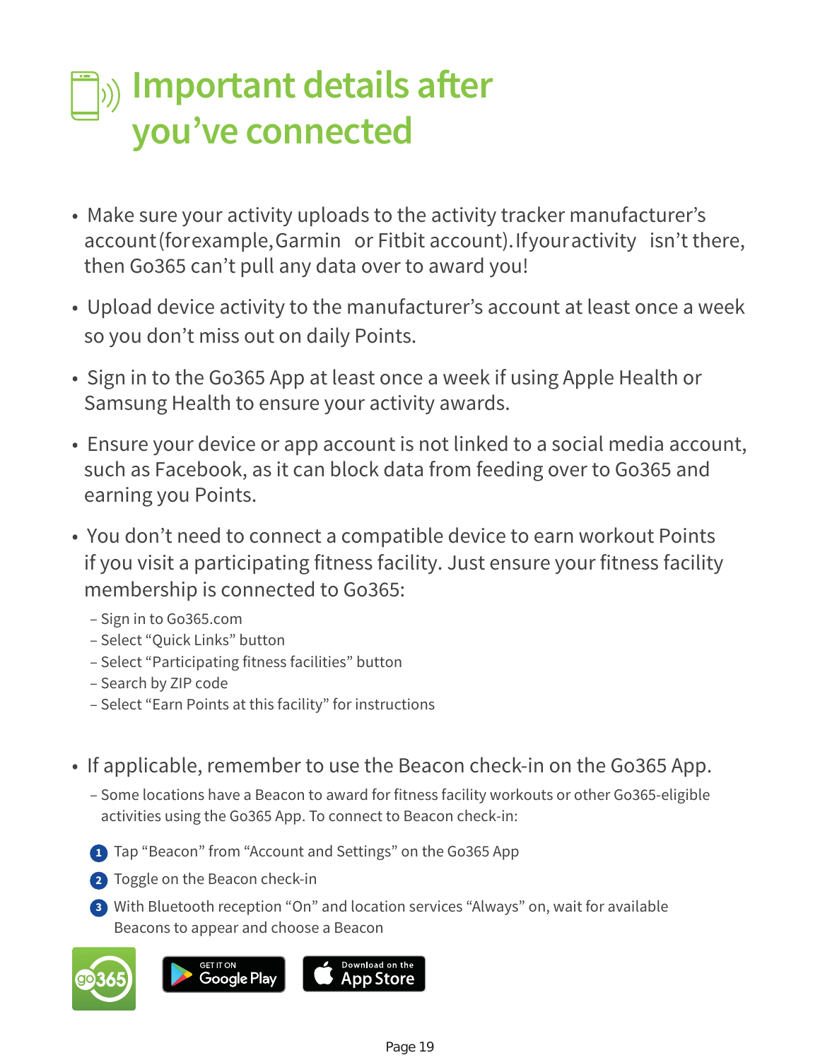# Important details after you've connected

- Make sure your activity uploads to the activity tracker manufacturer's account (for example, Garmin or Fitbit account). If your activity isn't there, then Go365 can't pull any data over to award you!
- Upload device activity to the manufacturer's account at least once a week so you don't miss out on daily Points.
- Sign in to the Go365 App at least once a week if using Apple Health or Samsung Health to ensure your activity awards.
- Ensure your device or app account is not linked to a social media account, such as Facebook, as it can block data from feeding over to Go365 and earning you Points.
- You don't need to connect a compatible device to earn workout Points if you visit a participating fitness facility. Just ensure your fitness facility membership is connected to Go365:
  - Sign in to Go365.com
  - Select "Quick Links" button
  - Select "Participating fitness facilities" button
  - Search by ZIP code
  - Select "Earn Points at this facility" for instructions
- If applicable, remember to use the Beacon check-in on the Go365 App.
  - Some locations have a Beacon to award for fitness facility workouts or other Go365-eligible activities using the Go365 App. To connect to Beacon check-in:

  1. Tap "Beacon" from "Account and Settings" on the Go365 App
  2. Toggle on the Beacon check-in
  3. With Bluetooth reception "On" and location services "Always" on, wait for available Beacons to appear and choose a Beacon

go365

GET IT ON Google Play

Download on the App Store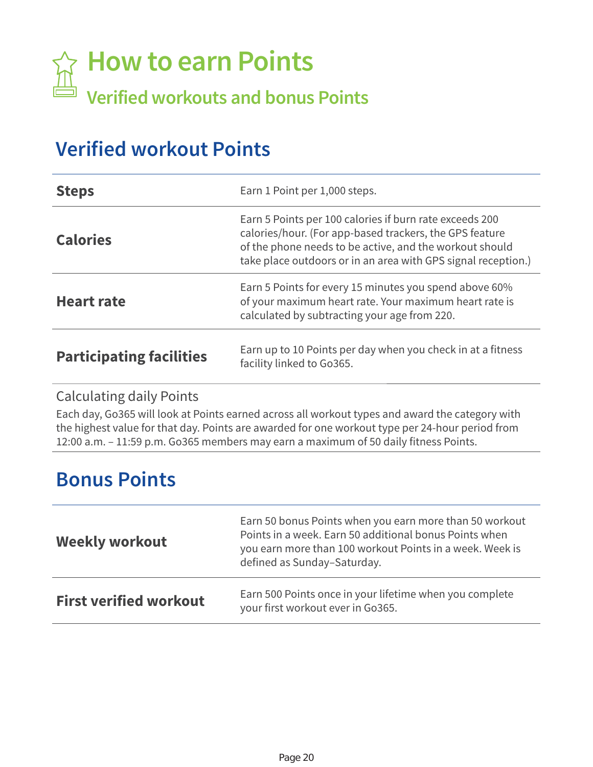# How to earn Points

## Verified workouts and bonus Points

## Verified workout Points

| | |
|---|---|
| **Steps** | Earn 1 Point per 1,000 steps. |
| **Calories** | Earn 5 Points per 100 calories if burn rate exceeds 200 calories/hour. (For app-based trackers, the GPS feature of the phone needs to be active, and the workout should take place outdoors or in an area with GPS signal reception.) |
| **Heart rate** | Earn 5 Points for every 15 minutes you spend above 60% of your maximum heart rate. Your maximum heart rate is calculated by subtracting your age from 220. |
| **Participating facilities** | Earn up to 10 Points per day when you check in at a fitness facility linked to Go365. |

### Calculating daily Points

Each day, Go365 will look at Points earned across all workout types and award the category with the highest value for that day. Points are awarded for one workout type per 24-hour period from 12:00 a.m. – 11:59 p.m. Go365 members may earn a maximum of 50 daily fitness Points.

## Bonus Points

| | |
|---|---|
| **Weekly workout** | Earn 50 bonus Points when you earn more than 50 workout Points in a week. Earn 50 additional bonus Points when you earn more than 100 workout Points in a week. Week is defined as Sunday–Saturday. |
| **First verified workout** | Earn 500 Points once in your lifetime when you complete your first workout ever in Go365. |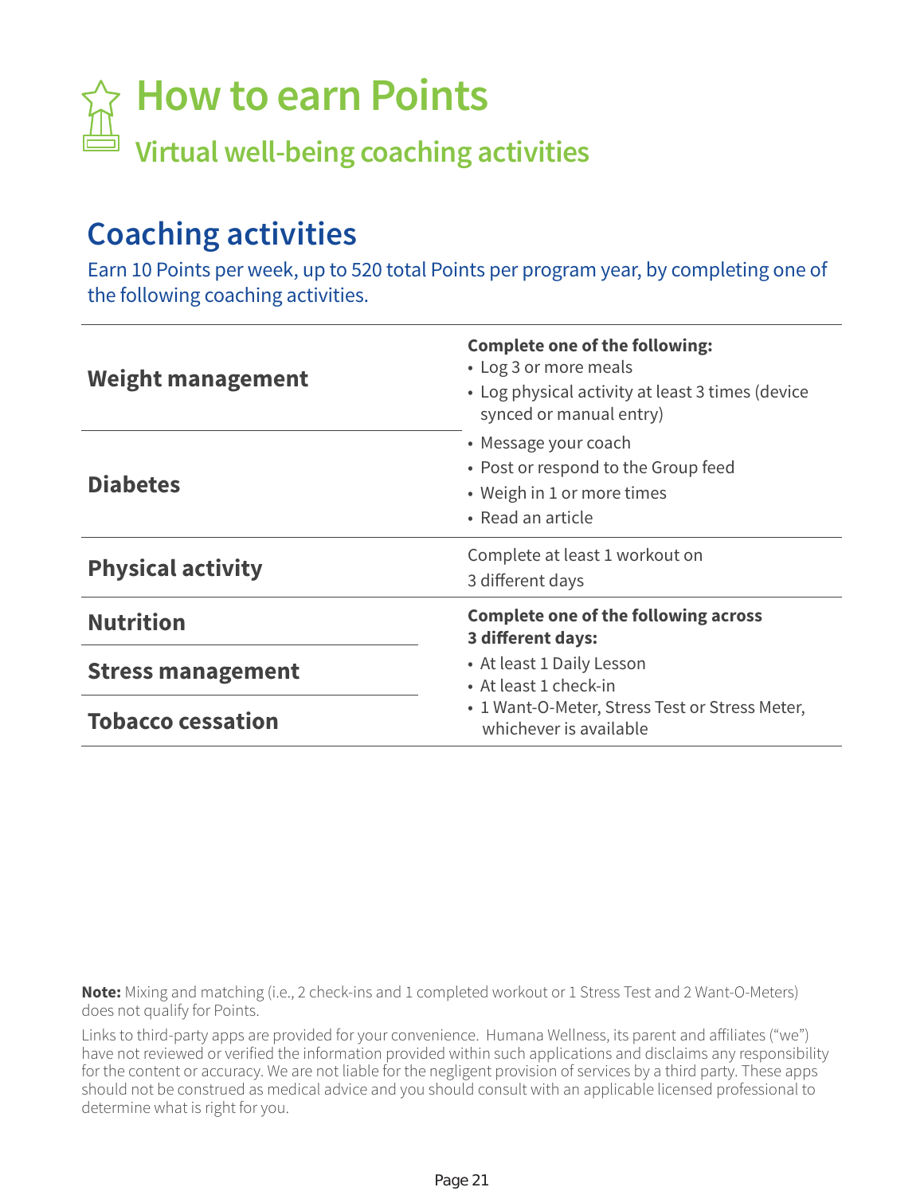# How to earn Points

## Virtual well-being coaching activities

## Coaching activities

Earn 10 Points per week, up to 520 total Points per program year, by completing one of the following coaching activities.

| | |
|---|---|
| **Weight management** | **Complete one of the following:**<br>• Log 3 or more meals<br>• Log physical activity at least 3 times (device synced or manual entry)<br>• Message your coach<br>• Post or respond to the Group feed<br>• Weigh in 1 or more times<br>• Read an article |
| **Diabetes** | |
| **Physical activity** | Complete at least 1 workout on 3 different days |
| **Nutrition** | **Complete one of the following across 3 different days:**<br>• At least 1 Daily Lesson<br>• At least 1 check-in<br>• 1 Want-O-Meter, Stress Test or Stress Meter, whichever is available |
| **Stress management** | |
| **Tobacco cessation** | |

**Note:** Mixing and matching (i.e., 2 check-ins and 1 completed workout or 1 Stress Test and 2 Want-O-Meters) does not qualify for Points.

Links to third-party apps are provided for your convenience. Humana Wellness, its parent and affiliates ("we") have not reviewed or verified the information provided within such applications and disclaims any responsibility for the content or accuracy. We are not liable for the negligent provision of services by a third party. These apps should not be construed as medical advice and you should consult with an applicable licensed professional to determine what is right for you.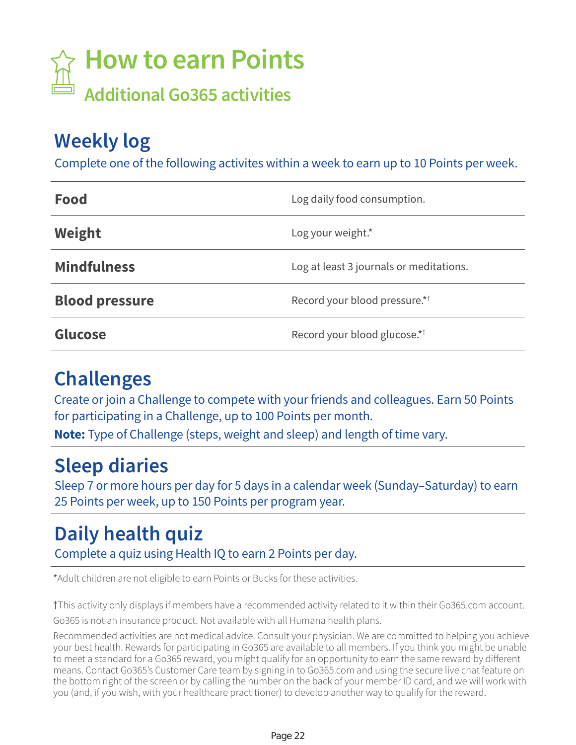# How to earn Points

## Additional Go365 activities

### Weekly log

Complete one of the following activites within a week to earn up to 10 Points per week.

| | |
|---|---|
| **Food** | Log daily food consumption. |
| **Weight** | Log your weight.* |
| **Mindfulness** | Log at least 3 journals or meditations. |
| **Blood pressure** | Record your blood pressure.*† |
| **Glucose** | Record your blood glucose.*† |

### Challenges

Create or join a Challenge to compete with your friends and colleagues. Earn 50 Points for participating in a Challenge, up to 100 Points per month.

**Note:** Type of Challenge (steps, weight and sleep) and length of time vary.

### Sleep diaries

Sleep 7 or more hours per day for 5 days in a calendar week (Sunday–Saturday) to earn 25 Points per week, up to 150 Points per program year.

### Daily health quiz

Complete a quiz using Health IQ to earn 2 Points per day.

*Adult children are not eligible to earn Points or Bucks for these activities.

†This activity only displays if members have a recommended activity related to it within their Go365.com account.

Go365 is not an insurance product. Not available with all Humana health plans.

Recommended activities are not medical advice. Consult your physician. We are committed to helping you achieve your best health. Rewards for participating in Go365 are available to all members. If you think you might be unable to meet a standard for a Go365 reward, you might qualify for an opportunity to earn the same reward by different means. Contact Go365's Customer Care team by signing in to Go365.com and using the secure live chat feature on the bottom right of the screen or by calling the number on the back of your member ID card, and we will work with you (and, if you wish, with your healthcare practitioner) to develop another way to qualify for the reward.